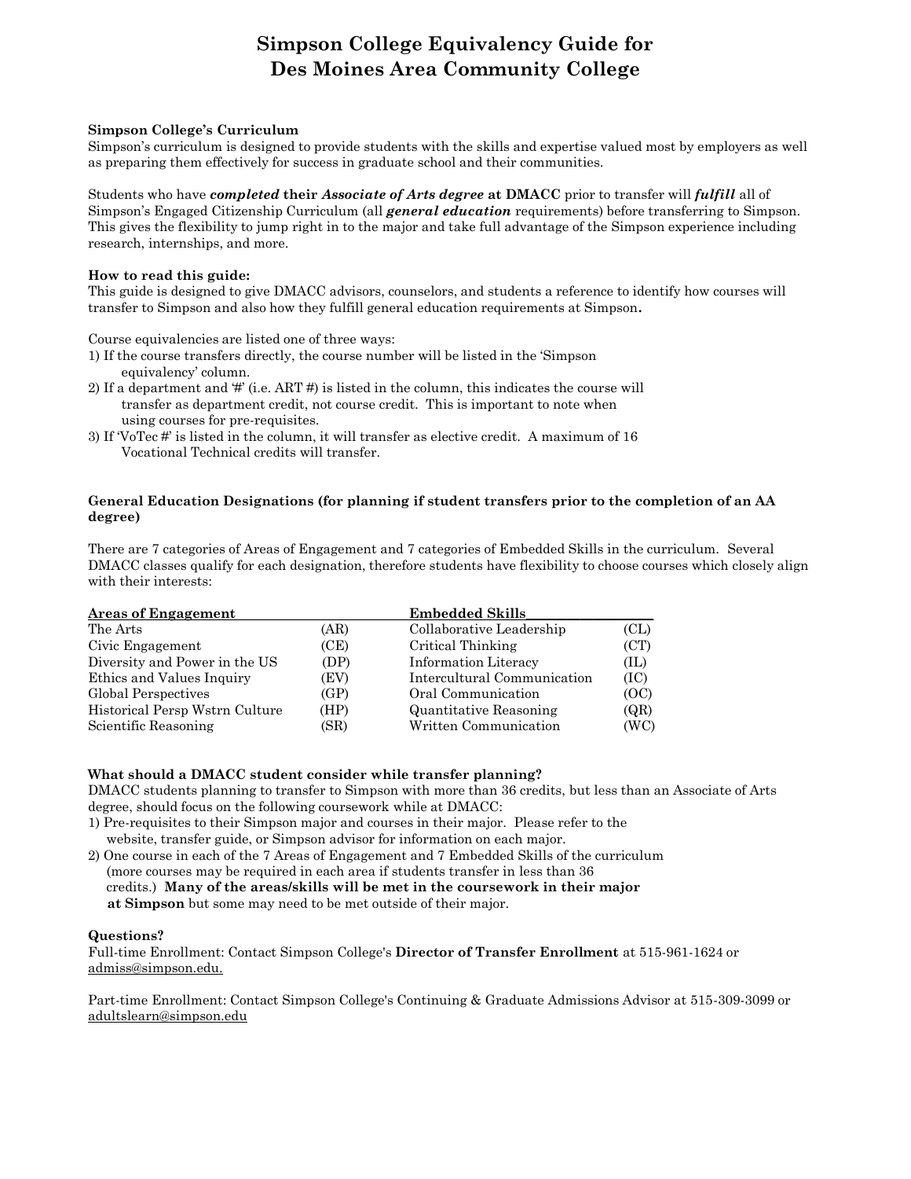# Simpson College Equivalency Guide for Des Moines Area Community College

**Simpson College's Curriculum**
Simpson's curriculum is designed to provide students with the skills and expertise valued most by employers as well as preparing them effectively for success in graduate school and their communities.

Students who have ***completed*** **their *Associate of Arts degree* at DMACC** prior to transfer will ***fulfill*** all of Simpson's Engaged Citizenship Curriculum (all ***general education*** requirements) before transferring to Simpson. This gives the flexibility to jump right in to the major and take full advantage of the Simpson experience including research, internships, and more.

**How to read this guide:**
This guide is designed to give DMACC advisors, counselors, and students a reference to identify how courses will transfer to Simpson and also how they fulfill general education requirements at Simpson**.**

Course equivalencies are listed one of three ways:

1) If the course transfers directly, the course number will be listed in the 'Simpson equivalency' column.
2) If a department and '#' (i.e. ART #) is listed in the column, this indicates the course will transfer as department credit, not course credit. This is important to note when using courses for pre-requisites.
3) If 'VoTec #' is listed in the column, it will transfer as elective credit. A maximum of 16 Vocational Technical credits will transfer.

**General Education Designations (for planning if student transfers prior to the completion of an AA degree)**

There are 7 categories of Areas of Engagement and 7 categories of Embedded Skills in the curriculum. Several DMACC classes qualify for each designation, therefore students have flexibility to choose courses which closely align with their interests:

| Areas of Engagement | | Embedded Skills | |
|---|---|---|---|
| The Arts | (AR) | Collaborative Leadership | (CL) |
| Civic Engagement | (CE) | Critical Thinking | (CT) |
| Diversity and Power in the US | (DP) | Information Literacy | (IL) |
| Ethics and Values Inquiry | (EV) | Intercultural Communication | (IC) |
| Global Perspectives | (GP) | Oral Communication | (OC) |
| Historical Persp Wstrn Culture | (HP) | Quantitative Reasoning | (QR) |
| Scientific Reasoning | (SR) | Written Communication | (WC) |

**What should a DMACC student consider while transfer planning?**
DMACC students planning to transfer to Simpson with more than 36 credits, but less than an Associate of Arts degree, should focus on the following coursework while at DMACC:

1) Pre-requisites to their Simpson major and courses in their major. Please refer to the website, transfer guide, or Simpson advisor for information on each major.
2) One course in each of the 7 Areas of Engagement and 7 Embedded Skills of the curriculum (more courses may be required in each area if students transfer in less than 36 credits.) **Many of the areas/skills will be met in the coursework in their major at Simpson** but some may need to be met outside of their major.

**Questions?**
Full-time Enrollment: Contact Simpson College's **Director of Transfer Enrollment** at 515-961-1624 or admiss@simpson.edu.

Part-time Enrollment: Contact Simpson College's Continuing & Graduate Admissions Advisor at 515-309-3099 or adultslearn@simpson.edu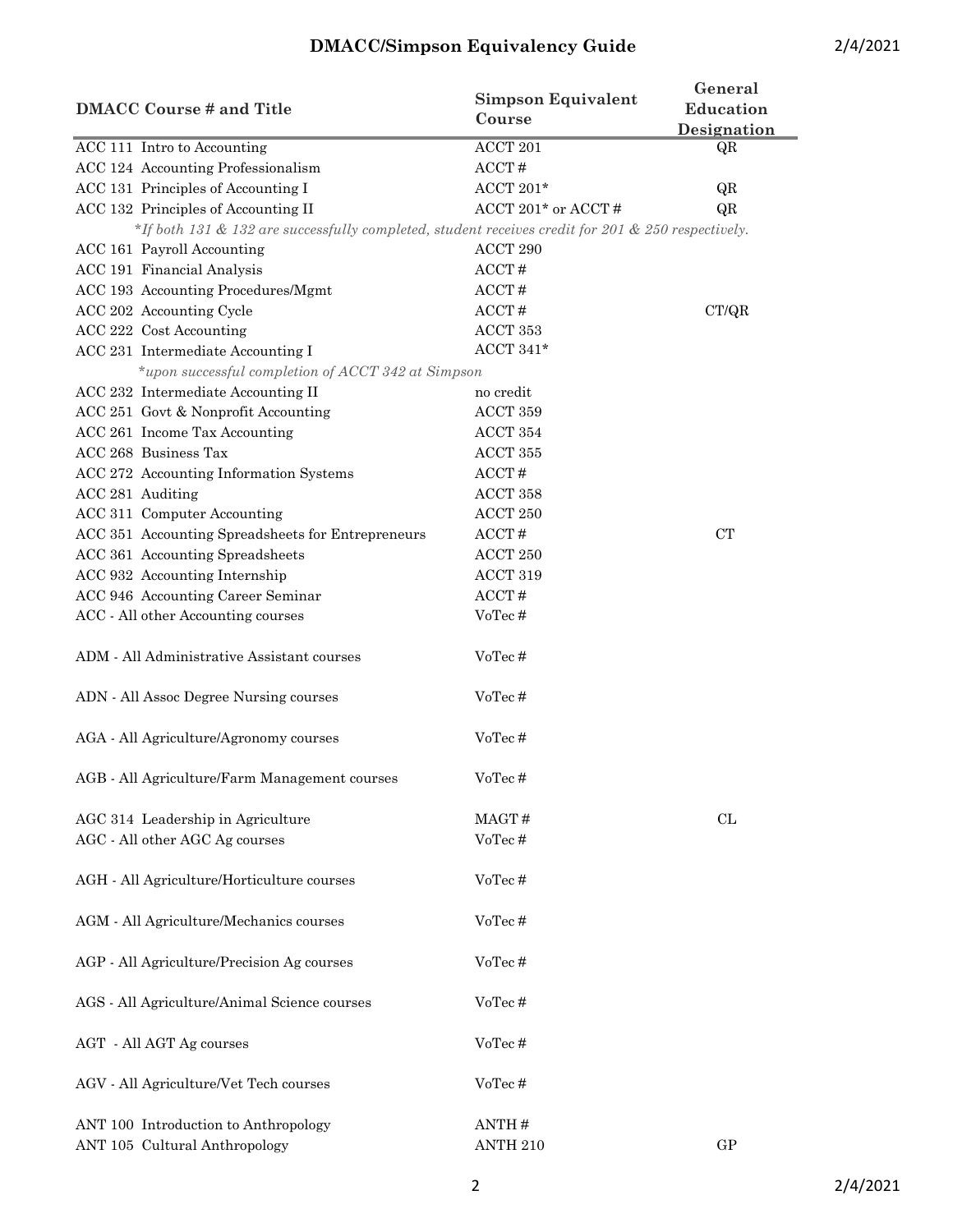## DMACC/Simpson Equivalency Guide

| DMACC Course # and Title | Simpson Equivalent Course | General Education Designation |
|---|---|---|
| ACC 111 Intro to Accounting | ACCT 201 | QR |
| ACC 124 Accounting Professionalism | ACCT # | |
| ACC 131 Principles of Accounting I | ACCT 201* | QR |
| ACC 132 Principles of Accounting II | ACCT 201* or ACCT # | QR |
| *\*If both 131 & 132 are successfully completed, student receives credit for 201 & 250 respectively.* | | |
| ACC 161 Payroll Accounting | ACCT 290 | |
| ACC 191 Financial Analysis | ACCT # | |
| ACC 193 Accounting Procedures/Mgmt | ACCT # | |
| ACC 202 Accounting Cycle | ACCT # | CT/QR |
| ACC 222 Cost Accounting | ACCT 353 | |
| ACC 231 Intermediate Accounting I | ACCT 341* | |
| *\*upon successful completion of ACCT 342 at Simpson* | | |
| ACC 232 Intermediate Accounting II | no credit | |
| ACC 251 Govt & Nonprofit Accounting | ACCT 359 | |
| ACC 261 Income Tax Accounting | ACCT 354 | |
| ACC 268 Business Tax | ACCT 355 | |
| ACC 272 Accounting Information Systems | ACCT # | |
| ACC 281 Auditing | ACCT 358 | |
| ACC 311 Computer Accounting | ACCT 250 | |
| ACC 351 Accounting Spreadsheets for Entrepreneurs | ACCT # | CT |
| ACC 361 Accounting Spreadsheets | ACCT 250 | |
| ACC 932 Accounting Internship | ACCT 319 | |
| ACC 946 Accounting Career Seminar | ACCT # | |
| ACC - All other Accounting courses | VoTec # | |
| ADM - All Administrative Assistant courses | VoTec # | |
| ADN - All Assoc Degree Nursing courses | VoTec # | |
| AGA - All Agriculture/Agronomy courses | VoTec # | |
| AGB - All Agriculture/Farm Management courses | VoTec # | |
| AGC 314 Leadership in Agriculture | MAGT # | CL |
| AGC - All other AGC Ag courses | VoTec # | |
| AGH - All Agriculture/Horticulture courses | VoTec # | |
| AGM - All Agriculture/Mechanics courses | VoTec # | |
| AGP - All Agriculture/Precision Ag courses | VoTec # | |
| AGS - All Agriculture/Animal Science courses | VoTec # | |
| AGT - All AGT Ag courses | VoTec # | |
| AGV - All Agriculture/Vet Tech courses | VoTec # | |
| ANT 100 Introduction to Anthropology | ANTH # | |
| ANT 105 Cultural Anthropology | ANTH 210 | GP |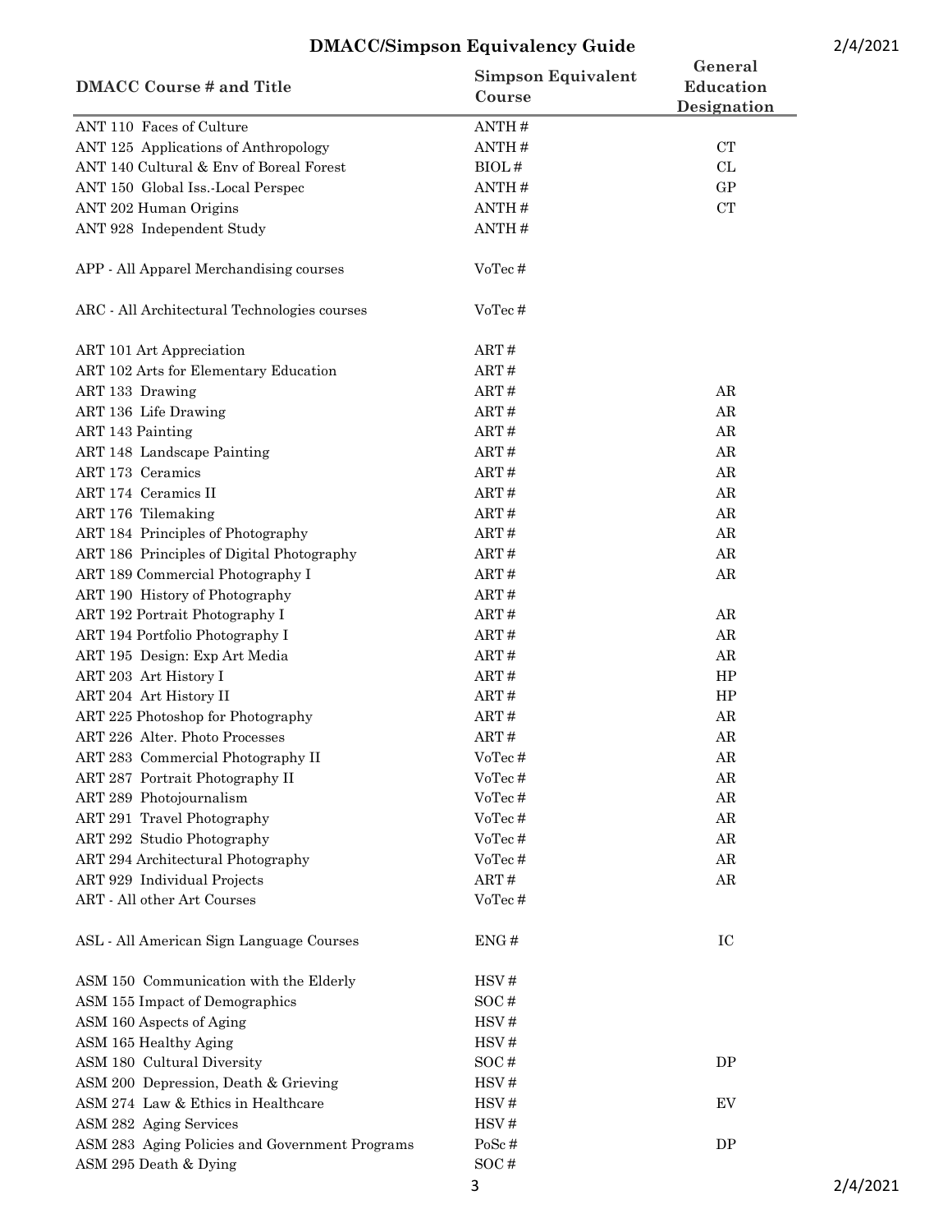# DMACC/Simpson Equivalency Guide

| DMACC Course # and Title | Simpson Equivalent Course | General Education Designation |
|---|---|---|
| ANT 110 Faces of Culture | ANTH # | |
| ANT 125 Applications of Anthropology | ANTH # | CT |
| ANT 140 Cultural & Env of Boreal Forest | BIOL # | CL |
| ANT 150 Global Iss.-Local Perspec | ANTH # | GP |
| ANT 202 Human Origins | ANTH # | CT |
| ANT 928 Independent Study | ANTH # | |
| | | |
| APP - All Apparel Merchandising courses | VoTec # | |
| | | |
| ARC - All Architectural Technologies courses | VoTec # | |
| | | |
| ART 101 Art Appreciation | ART # | |
| ART 102 Arts for Elementary Education | ART # | |
| ART 133 Drawing | ART # | AR |
| ART 136 Life Drawing | ART # | AR |
| ART 143 Painting | ART # | AR |
| ART 148 Landscape Painting | ART # | AR |
| ART 173 Ceramics | ART # | AR |
| ART 174 Ceramics II | ART # | AR |
| ART 176 Tilemaking | ART # | AR |
| ART 184 Principles of Photography | ART # | AR |
| ART 186 Principles of Digital Photography | ART # | AR |
| ART 189 Commercial Photography I | ART # | AR |
| ART 190 History of Photography | ART # | |
| ART 192 Portrait Photography I | ART # | AR |
| ART 194 Portfolio Photography I | ART # | AR |
| ART 195 Design: Exp Art Media | ART # | AR |
| ART 203 Art History I | ART # | HP |
| ART 204 Art History II | ART # | HP |
| ART 225 Photoshop for Photography | ART # | AR |
| ART 226 Alter. Photo Processes | ART # | AR |
| ART 283 Commercial Photography II | VoTec # | AR |
| ART 287 Portrait Photography II | VoTec # | AR |
| ART 289 Photojournalism | VoTec # | AR |
| ART 291 Travel Photography | VoTec # | AR |
| ART 292 Studio Photography | VoTec # | AR |
| ART 294 Architectural Photography | VoTec # | AR |
| ART 929 Individual Projects | ART # | AR |
| ART - All other Art Courses | VoTec # | |
| | | |
| ASL - All American Sign Language Courses | ENG # | IC |
| | | |
| ASM 150 Communication with the Elderly | HSV # | |
| ASM 155 Impact of Demographics | SOC # | |
| ASM 160 Aspects of Aging | HSV # | |
| ASM 165 Healthy Aging | HSV # | |
| ASM 180 Cultural Diversity | SOC # | DP |
| ASM 200 Depression, Death & Grieving | HSV # | |
| ASM 274 Law & Ethics in Healthcare | HSV # | EV |
| ASM 282 Aging Services | HSV # | |
| ASM 283 Aging Policies and Government Programs | PoSc # | DP |
| ASM 295 Death & Dying | SOC # | |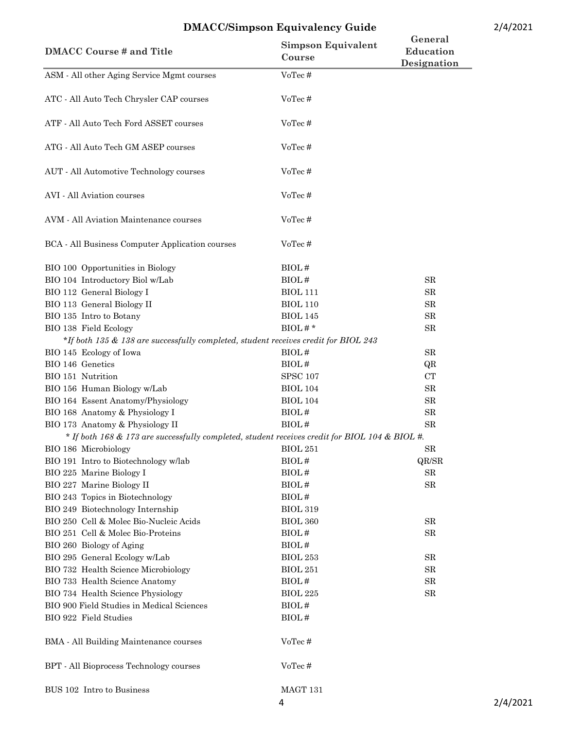# DMACC/Simpson Equivalency Guide

| DMACC Course # and Title | Simpson Equivalent Course | General Education Designation |
|---|---|---|
| ASM - All other Aging Service Mgmt courses | VoTec# | |
| ATC - All Auto Tech Chrysler CAP courses | VoTec# | |
| ATF - All Auto Tech Ford ASSET courses | VoTec# | |
| ATG - All Auto Tech GM ASEP courses | VoTec# | |
| AUT - All Automotive Technology courses | VoTec# | |
| AVI - All Aviation courses | VoTec# | |
| AVM - All Aviation Maintenance courses | VoTec# | |
| BCA - All Business Computer Application courses | VoTec# | |
| BIO 100 Opportunities in Biology | BIOL# | |
| BIO 104 Introductory Biol w/Lab | BIOL# | SR |
| BIO 112 General Biology I | BIOL 111 | SR |
| BIO 113 General Biology II | BIOL 110 | SR |
| BIO 135 Intro to Botany | BIOL 145 | SR |
| BIO 138 Field Ecology | BIOL#* | SR |
| *If both 135 & 138 are successfully completed, student receives credit for BIOL 243* | | |
| BIO 145 Ecology of Iowa | BIOL# | SR |
| BIO 146 Genetics | BIOL# | QR |
| BIO 151 Nutrition | SPSC 107 | CT |
| BIO 156 Human Biology w/Lab | BIOL 104 | SR |
| BIO 164 Essent Anatomy/Physiology | BIOL 104 | SR |
| BIO 168 Anatomy & Physiology I | BIOL# | SR |
| BIO 173 Anatomy & Physiology II | BIOL# | SR |
| *\* If both 168 & 173 are successfully completed, student receives credit for BIOL 104 & BIOL #.* | | |
| BIO 186 Microbiology | BIOL 251 | SR |
| BIO 191 Intro to Biotechnology w/lab | BIOL# | QR/SR |
| BIO 225 Marine Biology I | BIOL# | SR |
| BIO 227 Marine Biology II | BIOL# | SR |
| BIO 243 Topics in Biotechnology | BIOL# | |
| BIO 249 Biotechnology Internship | BIOL 319 | |
| BIO 250 Cell & Molec Bio-Nucleic Acids | BIOL 360 | SR |
| BIO 251 Cell & Molec Bio-Proteins | BIOL# | SR |
| BIO 260 Biology of Aging | BIOL# | |
| BIO 295 General Ecology w/Lab | BIOL 253 | SR |
| BIO 732 Health Science Microbiology | BIOL 251 | SR |
| BIO 733 Health Science Anatomy | BIOL# | SR |
| BIO 734 Health Science Physiology | BIOL 225 | SR |
| BIO 900 Field Studies in Medical Sciences | BIOL# | |
| BIO 922 Field Studies | BIOL# | |
| BMA - All Building Maintenance courses | VoTec# | |
| BPT - All Bioprocess Technology courses | VoTec# | |
| BUS 102 Intro to Business | MAGT 131 | |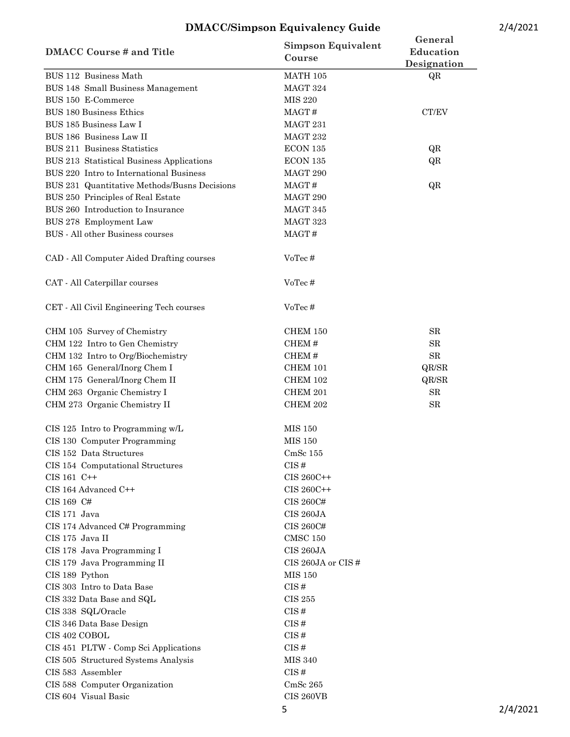# DMACC/Simpson Equivalency Guide

| DMACC Course # and Title | Simpson Equivalent Course | General Education Designation |
|---|---|---|
| BUS 112 Business Math | MATH 105 | QR |
| BUS 148 Small Business Management | MAGT 324 | |
| BUS 150 E-Commerce | MIS 220 | |
| BUS 180 Business Ethics | MAGT # | CT/EV |
| BUS 185 Business Law I | MAGT 231 | |
| BUS 186 Business Law II | MAGT 232 | |
| BUS 211 Business Statistics | ECON 135 | QR |
| BUS 213 Statistical Business Applications | ECON 135 | QR |
| BUS 220 Intro to International Business | MAGT 290 | |
| BUS 231 Quantitative Methods/Busns Decisions | MAGT # | QR |
| BUS 250 Principles of Real Estate | MAGT 290 | |
| BUS 260 Introduction to Insurance | MAGT 345 | |
| BUS 278 Employment Law | MAGT 323 | |
| BUS - All other Business courses | MAGT # | |
| CAD - All Computer Aided Drafting courses | VoTec # | |
| CAT - All Caterpillar courses | VoTec # | |
| CET - All Civil Engineering Tech courses | VoTec # | |
| CHM 105 Survey of Chemistry | CHEM 150 | SR |
| CHM 122 Intro to Gen Chemistry | CHEM # | SR |
| CHM 132 Intro to Org/Biochemistry | CHEM # | SR |
| CHM 165 General/Inorg Chem I | CHEM 101 | QR/SR |
| CHM 175 General/Inorg Chem II | CHEM 102 | QR/SR |
| CHM 263 Organic Chemistry I | CHEM 201 | SR |
| CHM 273 Organic Chemistry II | CHEM 202 | SR |
| CIS 125 Intro to Programming w/L | MIS 150 | |
| CIS 130 Computer Programming | MIS 150 | |
| CIS 152 Data Structures | CmSc 155 | |
| CIS 154 Computational Structures | CIS # | |
| CIS 161 C++ | CIS 260C++ | |
| CIS 164 Advanced C++ | CIS 260C++ | |
| CIS 169 C# | CIS 260C# | |
| CIS 171 Java | CIS 260JA | |
| CIS 174 Advanced C# Programming | CIS 260C# | |
| CIS 175 Java II | CMSC 150 | |
| CIS 178 Java Programming I | CIS 260JA | |
| CIS 179 Java Programming II | CIS 260JA or CIS # | |
| CIS 189 Python | MIS 150 | |
| CIS 303 Intro to Data Base | CIS # | |
| CIS 332 Data Base and SQL | CIS 255 | |
| CIS 338 SQL/Oracle | CIS # | |
| CIS 346 Data Base Design | CIS # | |
| CIS 402 COBOL | CIS # | |
| CIS 451 PLTW - Comp Sci Applications | CIS # | |
| CIS 505 Structured Systems Analysis | MIS 340 | |
| CIS 583 Assembler | CIS # | |
| CIS 588 Computer Organization | CmSc 265 | |
| CIS 604 Visual Basic | CIS 260VB | |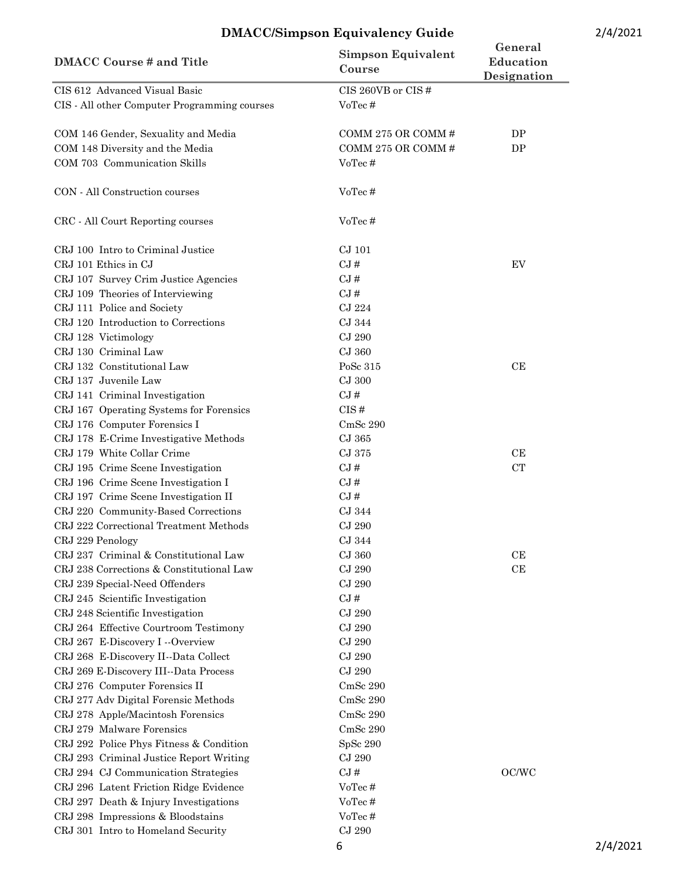| DMACC Course # and Title | Simpson Equivalent Course | General Education Designation |
|---|---|---|
| CIS 612 Advanced Visual Basic | CIS 260VB or CIS # | |
| CIS - All other Computer Programming courses | VoTec # | |
| | | |
| COM 146 Gender, Sexuality and Media | COMM 275 OR COMM # | DP |
| COM 148 Diversity and the Media | COMM 275 OR COMM # | DP |
| COM 703 Communication Skills | VoTec # | |
| | | |
| CON - All Construction courses | VoTec # | |
| | | |
| CRC - All Court Reporting courses | VoTec # | |
| | | |
| CRJ 100 Intro to Criminal Justice | CJ 101 | |
| CRJ 101 Ethics in CJ | CJ # | EV |
| CRJ 107 Survey Crim Justice Agencies | CJ # | |
| CRJ 109 Theories of Interviewing | CJ # | |
| CRJ 111 Police and Society | CJ 224 | |
| CRJ 120 Introduction to Corrections | CJ 344 | |
| CRJ 128 Victimology | CJ 290 | |
| CRJ 130 Criminal Law | CJ 360 | |
| CRJ 132 Constitutional Law | PoSc 315 | CE |
| CRJ 137 Juvenile Law | CJ 300 | |
| CRJ 141 Criminal Investigation | CJ # | |
| CRJ 167 Operating Systems for Forensics | CIS # | |
| CRJ 176 Computer Forensics I | CmSc 290 | |
| CRJ 178 E-Crime Investigative Methods | CJ 365 | |
| CRJ 179 White Collar Crime | CJ 375 | CE |
| CRJ 195 Crime Scene Investigation | CJ # | CT |
| CRJ 196 Crime Scene Investigation I | CJ # | |
| CRJ 197 Crime Scene Investigation II | CJ # | |
| CRJ 220 Community-Based Corrections | CJ 344 | |
| CRJ 222 Correctional Treatment Methods | CJ 290 | |
| CRJ 229 Penology | CJ 344 | |
| CRJ 237 Criminal & Constitutional Law | CJ 360 | CE |
| CRJ 238 Corrections & Constitutional Law | CJ 290 | CE |
| CRJ 239 Special-Need Offenders | CJ 290 | |
| CRJ 245 Scientific Investigation | CJ # | |
| CRJ 248 Scientific Investigation | CJ 290 | |
| CRJ 264 Effective Courtroom Testimony | CJ 290 | |
| CRJ 267 E-Discovery I --Overview | CJ 290 | |
| CRJ 268 E-Discovery II--Data Collect | CJ 290 | |
| CRJ 269 E-Discovery III--Data Process | CJ 290 | |
| CRJ 276 Computer Forensics II | CmSc 290 | |
| CRJ 277 Adv Digital Forensic Methods | CmSc 290 | |
| CRJ 278 Apple/Macintosh Forensics | CmSc 290 | |
| CRJ 279 Malware Forensics | CmSc 290 | |
| CRJ 292 Police Phys Fitness & Condition | SpSc 290 | |
| CRJ 293 Criminal Justice Report Writing | CJ 290 | |
| CRJ 294 CJ Communication Strategies | CJ # | OC/WC |
| CRJ 296 Latent Friction Ridge Evidence | VoTec # | |
| CRJ 297 Death & Injury Investigations | VoTec # | |
| CRJ 298 Impressions & Bloodstains | VoTec # | |
| CRJ 301 Intro to Homeland Security | CJ 290 | |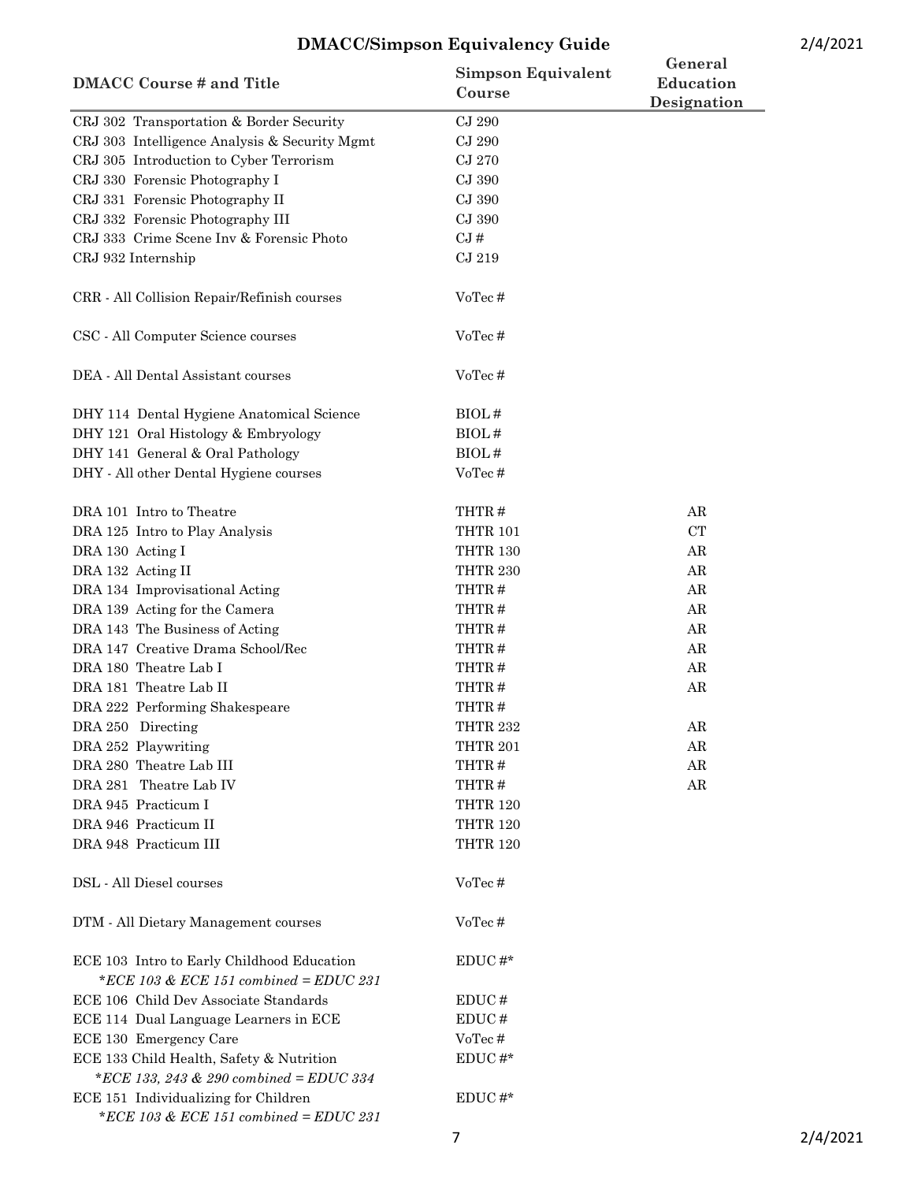# DMACC/Simpson Equivalency Guide

| DMACC Course # and Title | Simpson Equivalent Course | General Education Designation |
|---|---|---|
| CRJ 302 Transportation & Border Security | CJ 290 | |
| CRJ 303 Intelligence Analysis & Security Mgmt | CJ 290 | |
| CRJ 305 Introduction to Cyber Terrorism | CJ 270 | |
| CRJ 330 Forensic Photography I | CJ 390 | |
| CRJ 331 Forensic Photography II | CJ 390 | |
| CRJ 332 Forensic Photography III | CJ 390 | |
| CRJ 333 Crime Scene Inv & Forensic Photo | CJ # | |
| CRJ 932 Internship | CJ 219 | |
| CRR - All Collision Repair/Refinish courses | VoTec # | |
| CSC - All Computer Science courses | VoTec # | |
| DEA - All Dental Assistant courses | VoTec # | |
| DHY 114 Dental Hygiene Anatomical Science | BIOL # | |
| DHY 121 Oral Histology & Embryology | BIOL # | |
| DHY 141 General & Oral Pathology | BIOL # | |
| DHY - All other Dental Hygiene courses | VoTec # | |
| DRA 101 Intro to Theatre | THTR # | AR |
| DRA 125 Intro to Play Analysis | THTR 101 | CT |
| DRA 130 Acting I | THTR 130 | AR |
| DRA 132 Acting II | THTR 230 | AR |
| DRA 134 Improvisational Acting | THTR # | AR |
| DRA 139 Acting for the Camera | THTR # | AR |
| DRA 143 The Business of Acting | THTR # | AR |
| DRA 147 Creative Drama School/Rec | THTR # | AR |
| DRA 180 Theatre Lab I | THTR # | AR |
| DRA 181 Theatre Lab II | THTR # | AR |
| DRA 222 Performing Shakespeare | THTR # | |
| DRA 250 Directing | THTR 232 | AR |
| DRA 252 Playwriting | THTR 201 | AR |
| DRA 280 Theatre Lab III | THTR # | AR |
| DRA 281 Theatre Lab IV | THTR # | AR |
| DRA 945 Practicum I | THTR 120 | |
| DRA 946 Practicum II | THTR 120 | |
| DRA 948 Practicum III | THTR 120 | |
| DSL - All Diesel courses | VoTec # | |
| DTM - All Dietary Management courses | VoTec # | |
| ECE 103 Intro to Early Childhood Education<br>*\*ECE 103 & ECE 151 combined = EDUC 231* | EDUC #* | |
| ECE 106 Child Dev Associate Standards | EDUC # | |
| ECE 114 Dual Language Learners in ECE | EDUC # | |
| ECE 130 Emergency Care | VoTec # | |
| ECE 133 Child Health, Safety & Nutrition<br>*\*ECE 133, 243 & 290 combined = EDUC 334* | EDUC #* | |
| ECE 151 Individualizing for Children<br>*\*ECE 103 & ECE 151 combined = EDUC 231* | EDUC #* | |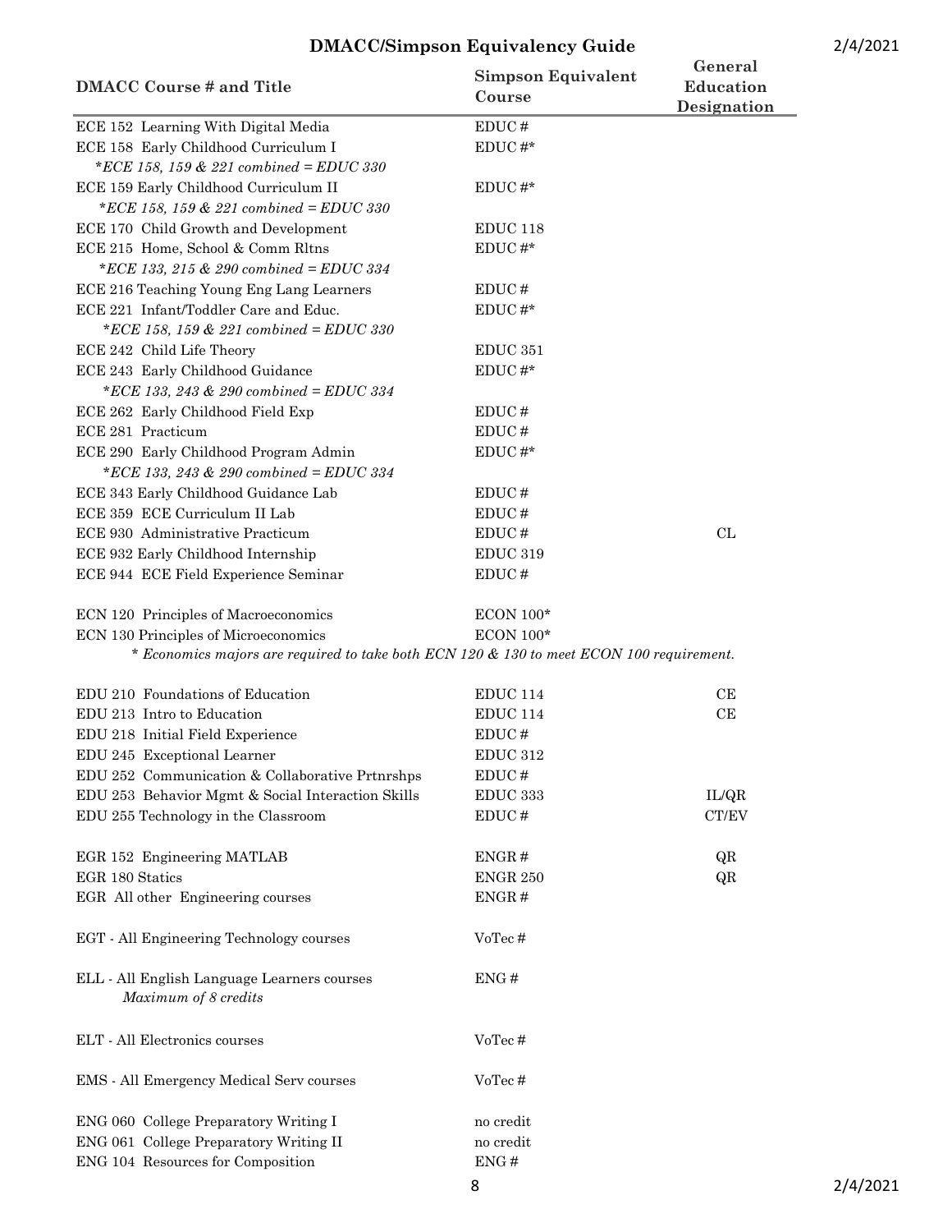# DMACC/Simpson Equivalency Guide

| DMACC Course # and Title | Simpson Equivalent Course | General Education Designation |
|---|---|---|
| ECE 152 Learning With Digital Media | EDUC # | |
| ECE 158 Early Childhood Curriculum I | EDUC #* | |
| *\*ECE 158, 159 & 221 combined = EDUC 330* | | |
| ECE 159 Early Childhood Curriculum II | EDUC #* | |
| *\*ECE 158, 159 & 221 combined = EDUC 330* | | |
| ECE 170 Child Growth and Development | EDUC 118 | |
| ECE 215 Home, School & Comm Rltns | EDUC #* | |
| *\*ECE 133, 215 & 290 combined = EDUC 334* | | |
| ECE 216 Teaching Young Eng Lang Learners | EDUC # | |
| ECE 221 Infant/Toddler Care and Educ. | EDUC #* | |
| *\*ECE 158, 159 & 221 combined = EDUC 330* | | |
| ECE 242 Child Life Theory | EDUC 351 | |
| ECE 243 Early Childhood Guidance | EDUC #* | |
| *\*ECE 133, 243 & 290 combined = EDUC 334* | | |
| ECE 262 Early Childhood Field Exp | EDUC # | |
| ECE 281 Practicum | EDUC # | |
| ECE 290 Early Childhood Program Admin | EDUC #* | |
| *\*ECE 133, 243 & 290 combined = EDUC 334* | | |
| ECE 343 Early Childhood Guidance Lab | EDUC # | |
| ECE 359 ECE Curriculum II Lab | EDUC # | |
| ECE 930 Administrative Practicum | EDUC # | CL |
| ECE 932 Early Childhood Internship | EDUC 319 | |
| ECE 944 ECE Field Experience Seminar | EDUC # | |
| | | |
| ECN 120 Principles of Macroeconomics | ECON 100* | |
| ECN 130 Principles of Microeconomics | ECON 100* | |
| *\* Economics majors are required to take both ECN 120 & 130 to meet ECON 100 requirement.* | | |
| | | |
| EDU 210 Foundations of Education | EDUC 114 | CE |
| EDU 213 Intro to Education | EDUC 114 | CE |
| EDU 218 Initial Field Experience | EDUC # | |
| EDU 245 Exceptional Learner | EDUC 312 | |
| EDU 252 Communication & Collaborative Prtnrshps | EDUC # | |
| EDU 253 Behavior Mgmt & Social Interaction Skills | EDUC 333 | IL/QR |
| EDU 255 Technology in the Classroom | EDUC # | CT/EV |
| | | |
| EGR 152 Engineering MATLAB | ENGR # | QR |
| EGR 180 Statics | ENGR 250 | QR |
| EGR All other Engineering courses | ENGR # | |
| | | |
| EGT - All Engineering Technology courses | VoTec # | |
| | | |
| ELL - All English Language Learners courses *Maximum of 8 credits* | ENG # | |
| | | |
| ELT - All Electronics courses | VoTec # | |
| | | |
| EMS - All Emergency Medical Serv courses | VoTec # | |
| | | |
| ENG 060 College Preparatory Writing I | no credit | |
| ENG 061 College Preparatory Writing II | no credit | |
| ENG 104 Resources for Composition | ENG # | |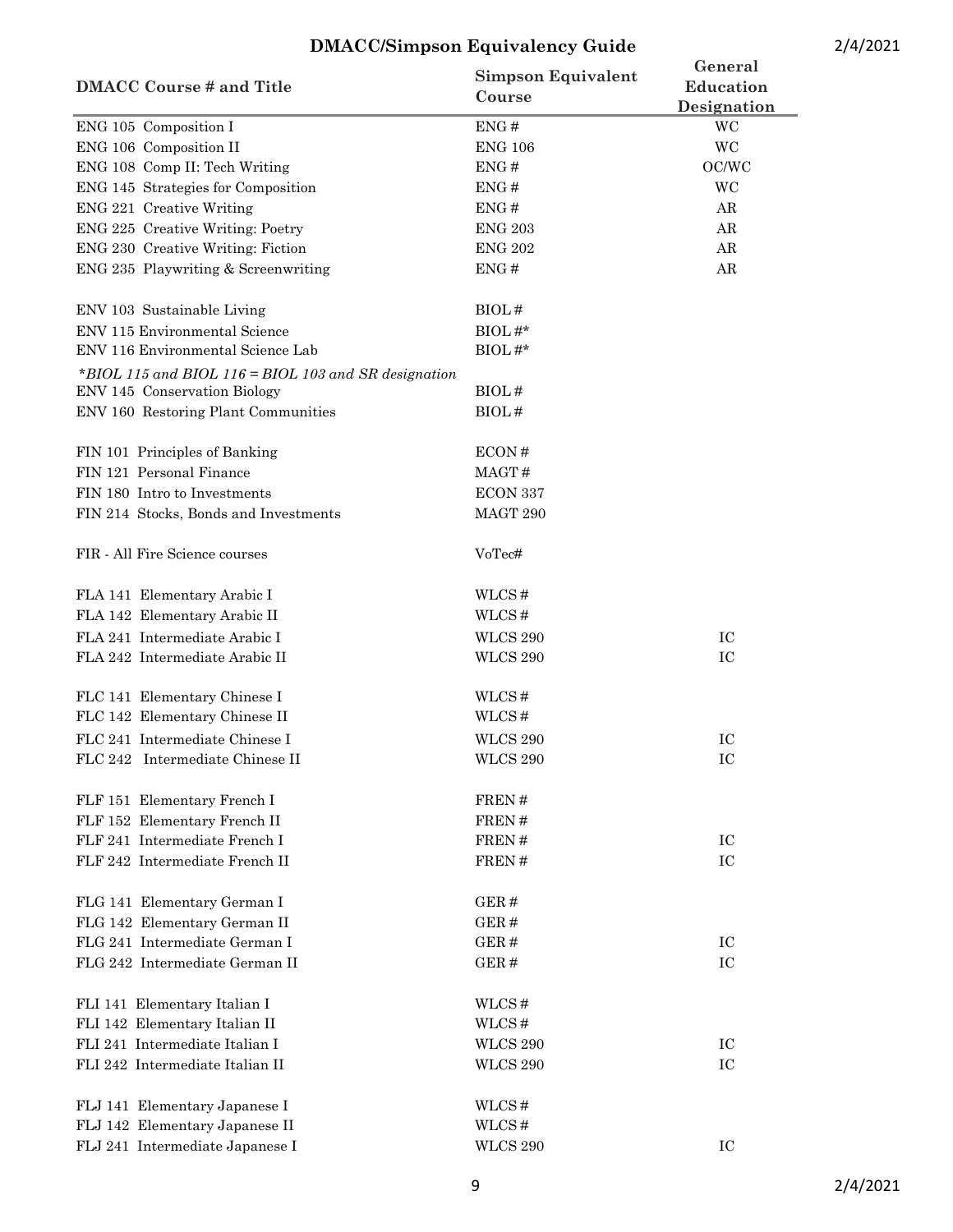# DMACC/Simpson Equivalency Guide

| DMACC Course # and Title | Simpson Equivalent Course | General Education Designation |
|---|---|---|
| ENG 105 Composition I | ENG # | WC |
| ENG 106 Composition II | ENG 106 | WC |
| ENG 108 Comp II: Tech Writing | ENG # | OC/WC |
| ENG 145 Strategies for Composition | ENG # | WC |
| ENG 221 Creative Writing | ENG # | AR |
| ENG 225 Creative Writing: Poetry | ENG 203 | AR |
| ENG 230 Creative Writing: Fiction | ENG 202 | AR |
| ENG 235 Playwriting & Screenwriting | ENG # | AR |
| | | |
| ENV 103 Sustainable Living | BIOL # | |
| ENV 115 Environmental Science | BIOL #* | |
| ENV 116 Environmental Science Lab | BIOL #* | |
| *\*BIOL 115 and BIOL 116 = BIOL 103 and SR designation* | | |
| ENV 145 Conservation Biology | BIOL # | |
| ENV 160 Restoring Plant Communities | BIOL # | |
| | | |
| FIN 101 Principles of Banking | ECON # | |
| FIN 121 Personal Finance | MAGT # | |
| FIN 180 Intro to Investments | ECON 337 | |
| FIN 214 Stocks, Bonds and Investments | MAGT 290 | |
| | | |
| FIR - All Fire Science courses | VoTec# | |
| | | |
| FLA 141 Elementary Arabic I | WLCS # | |
| FLA 142 Elementary Arabic II | WLCS # | |
| FLA 241 Intermediate Arabic I | WLCS 290 | IC |
| FLA 242 Intermediate Arabic II | WLCS 290 | IC |
| | | |
| FLC 141 Elementary Chinese I | WLCS # | |
| FLC 142 Elementary Chinese II | WLCS # | |
| FLC 241 Intermediate Chinese I | WLCS 290 | IC |
| FLC 242 Intermediate Chinese II | WLCS 290 | IC |
| | | |
| FLF 151 Elementary French I | FREN # | |
| FLF 152 Elementary French II | FREN # | |
| FLF 241 Intermediate French I | FREN # | IC |
| FLF 242 Intermediate French II | FREN # | IC |
| | | |
| FLG 141 Elementary German I | GER # | |
| FLG 142 Elementary German II | GER # | |
| FLG 241 Intermediate German I | GER # | IC |
| FLG 242 Intermediate German II | GER # | IC |
| | | |
| FLI 141 Elementary Italian I | WLCS # | |
| FLI 142 Elementary Italian II | WLCS # | |
| FLI 241 Intermediate Italian I | WLCS 290 | IC |
| FLI 242 Intermediate Italian II | WLCS 290 | IC |
| | | |
| FLJ 141 Elementary Japanese I | WLCS # | |
| FLJ 142 Elementary Japanese II | WLCS # | |
| FLJ 241 Intermediate Japanese I | WLCS 290 | IC |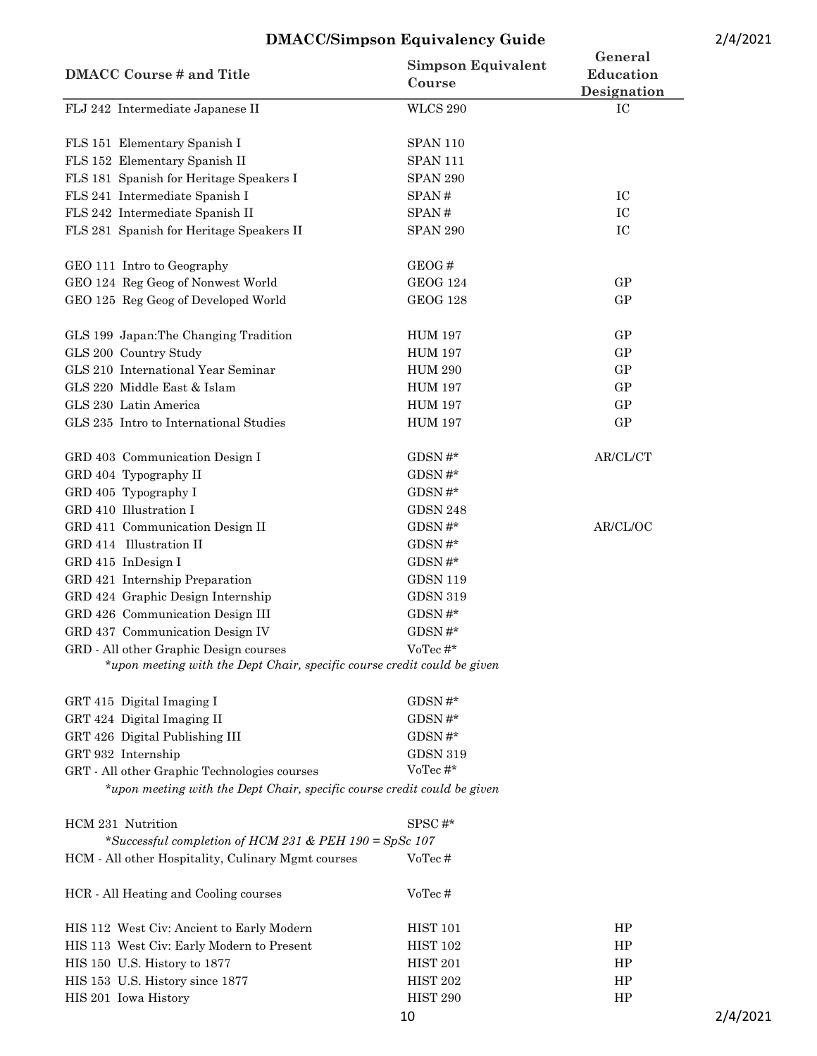# DMACC/Simpson Equivalency Guide

| DMACC Course # and Title | Simpson Equivalent Course | General Education Designation |
|---|---|---|
| FLJ 242 Intermediate Japanese II | WLCS 290 | IC |
| | | |
| FLS 151 Elementary Spanish I | SPAN 110 | |
| FLS 152 Elementary Spanish II | SPAN 111 | |
| FLS 181 Spanish for Heritage Speakers I | SPAN 290 | |
| FLS 241 Intermediate Spanish I | SPAN # | IC |
| FLS 242 Intermediate Spanish II | SPAN # | IC |
| FLS 281 Spanish for Heritage Speakers II | SPAN 290 | IC |
| | | |
| GEO 111 Intro to Geography | GEOG # | |
| GEO 124 Reg Geog of Nonwest World | GEOG 124 | GP |
| GEO 125 Reg Geog of Developed World | GEOG 128 | GP |
| | | |
| GLS 199 Japan:The Changing Tradition | HUM 197 | GP |
| GLS 200 Country Study | HUM 197 | GP |
| GLS 210 International Year Seminar | HUM 290 | GP |
| GLS 220 Middle East & Islam | HUM 197 | GP |
| GLS 230 Latin America | HUM 197 | GP |
| GLS 235 Intro to International Studies | HUM 197 | GP |
| | | |
| GRD 403 Communication Design I | GDSN #* | AR/CL/CT |
| GRD 404 Typography II | GDSN #* | |
| GRD 405 Typography I | GDSN #* | |
| GRD 410 Illustration I | GDSN 248 | |
| GRD 411 Communication Design II | GDSN #* | AR/CL/OC |
| GRD 414 Illustration II | GDSN #* | |
| GRD 415 InDesign I | GDSN #* | |
| GRD 421 Internship Preparation | GDSN 119 | |
| GRD 424 Graphic Design Internship | GDSN 319 | |
| GRD 426 Communication Design III | GDSN #* | |
| GRD 437 Communication Design IV | GDSN #* | |
| GRD - All other Graphic Design courses | VoTec #* | |
| *\*upon meeting with the Dept Chair, specific course credit could be given* | | |
| | | |
| GRT 415 Digital Imaging I | GDSN #* | |
| GRT 424 Digital Imaging II | GDSN #* | |
| GRT 426 Digital Publishing III | GDSN #* | |
| GRT 932 Internship | GDSN 319 | |
| GRT - All other Graphic Technologies courses | VoTec #* | |
| *\*upon meeting with the Dept Chair, specific course credit could be given* | | |
| | | |
| HCM 231 Nutrition | SPSC #* | |
| *\*Successful completion of HCM 231 & PEH 190 = SpSc 107* | | |
| HCM - All other Hospitality, Culinary Mgmt courses | VoTec # | |
| | | |
| HCR - All Heating and Cooling courses | VoTec # | |
| | | |
| HIS 112 West Civ: Ancient to Early Modern | HIST 101 | HP |
| HIS 113 West Civ: Early Modern to Present | HIST 102 | HP |
| HIS 150 U.S. History to 1877 | HIST 201 | HP |
| HIS 153 U.S. History since 1877 | HIST 202 | HP |
| HIS 201 Iowa History | HIST 290 | HP |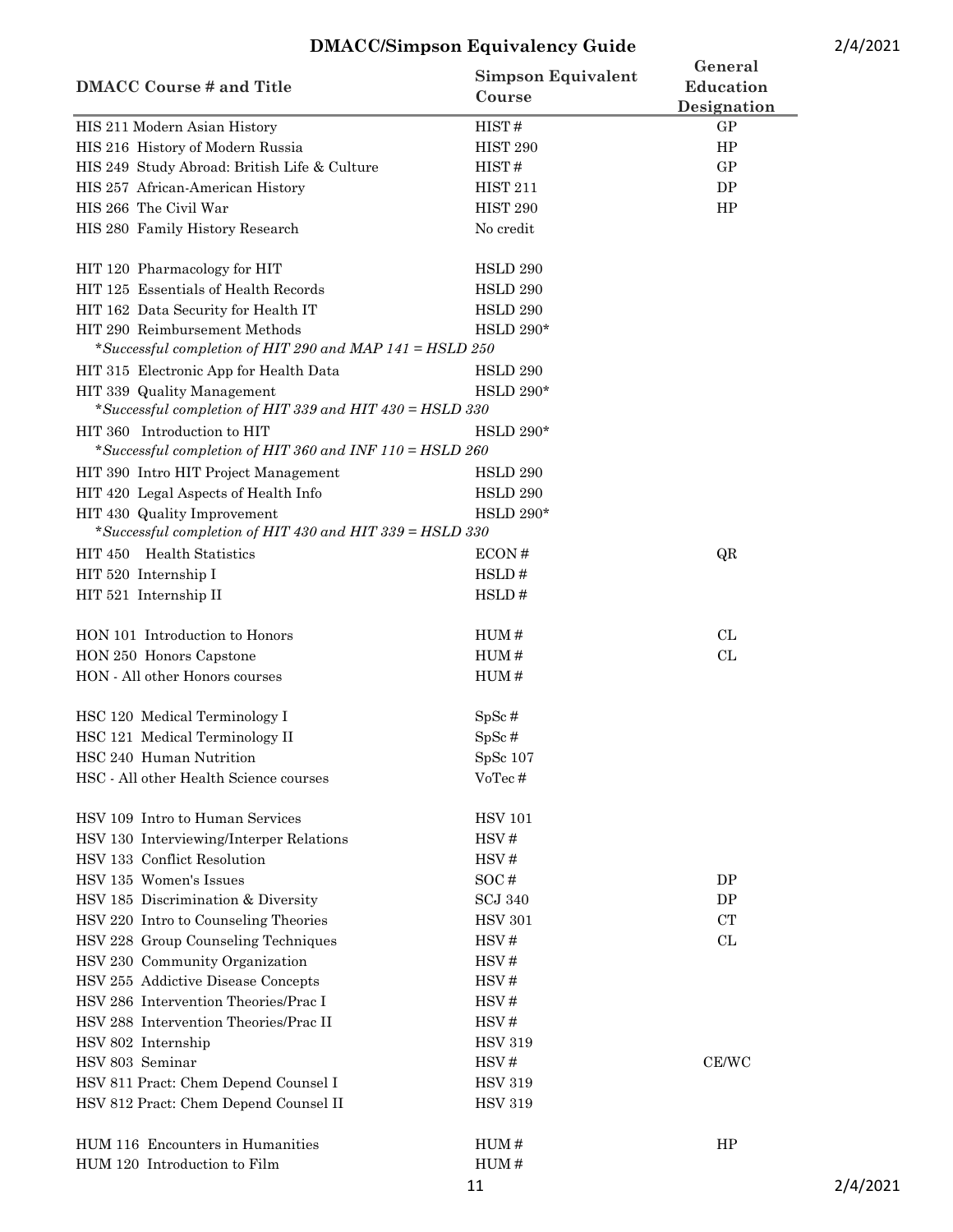# DMACC/Simpson Equivalency Guide

2/4/2021

| DMACC Course # and Title | Simpson Equivalent Course | General Education Designation |
|---|---|---|
| HIS 211 Modern Asian History | HIST# | GP |
| HIS 216 History of Modern Russia | HIST 290 | HP |
| HIS 249 Study Abroad: British Life & Culture | HIST# | GP |
| HIS 257 African-American History | HIST 211 | DP |
| HIS 266 The Civil War | HIST 290 | HP |
| HIS 280 Family History Research | No credit | |
| | | |
| HIT 120 Pharmacology for HIT | HSLD 290 | |
| HIT 125 Essentials of Health Records | HSLD 290 | |
| HIT 162 Data Security for Health IT | HSLD 290 | |
| HIT 290 Reimbursement Methods | HSLD 290* | |
| *\*Successful completion of HIT 290 and MAP 141 = HSLD 250* | | |
| HIT 315 Electronic App for Health Data | HSLD 290 | |
| HIT 339 Quality Management | HSLD 290* | |
| *\*Successful completion of HIT 339 and HIT 430 = HSLD 330* | | |
| HIT 360 Introduction to HIT | HSLD 290* | |
| *\*Successful completion of HIT 360 and INF 110 = HSLD 260* | | |
| HIT 390 Intro HIT Project Management | HSLD 290 | |
| HIT 420 Legal Aspects of Health Info | HSLD 290 | |
| HIT 430 Quality Improvement | HSLD 290* | |
| *\*Successful completion of HIT 430 and HIT 339 = HSLD 330* | | |
| HIT 450 Health Statistics | ECON# | QR |
| HIT 520 Internship I | HSLD# | |
| HIT 521 Internship II | HSLD# | |
| | | |
| HON 101 Introduction to Honors | HUM# | CL |
| HON 250 Honors Capstone | HUM# | CL |
| HON - All other Honors courses | HUM# | |
| | | |
| HSC 120 Medical Terminology I | SpSc# | |
| HSC 121 Medical Terminology II | SpSc# | |
| HSC 240 Human Nutrition | SpSc 107 | |
| HSC - All other Health Science courses | VoTec# | |
| | | |
| HSV 109 Intro to Human Services | HSV 101 | |
| HSV 130 Interviewing/Interper Relations | HSV# | |
| HSV 133 Conflict Resolution | HSV# | |
| HSV 135 Women's Issues | SOC# | DP |
| HSV 185 Discrimination & Diversity | SCJ 340 | DP |
| HSV 220 Intro to Counseling Theories | HSV 301 | CT |
| HSV 228 Group Counseling Techniques | HSV# | CL |
| HSV 230 Community Organization | HSV# | |
| HSV 255 Addictive Disease Concepts | HSV# | |
| HSV 286 Intervention Theories/Prac I | HSV# | |
| HSV 288 Intervention Theories/Prac II | HSV# | |
| HSV 802 Internship | HSV 319 | |
| HSV 803 Seminar | HSV# | CE/WC |
| HSV 811 Pract: Chem Depend Counsel I | HSV 319 | |
| HSV 812 Pract: Chem Depend Counsel II | HSV 319 | |
| | | |
| HUM 116 Encounters in Humanities | HUM# | HP |
| HUM 120 Introduction to Film | HUM# | |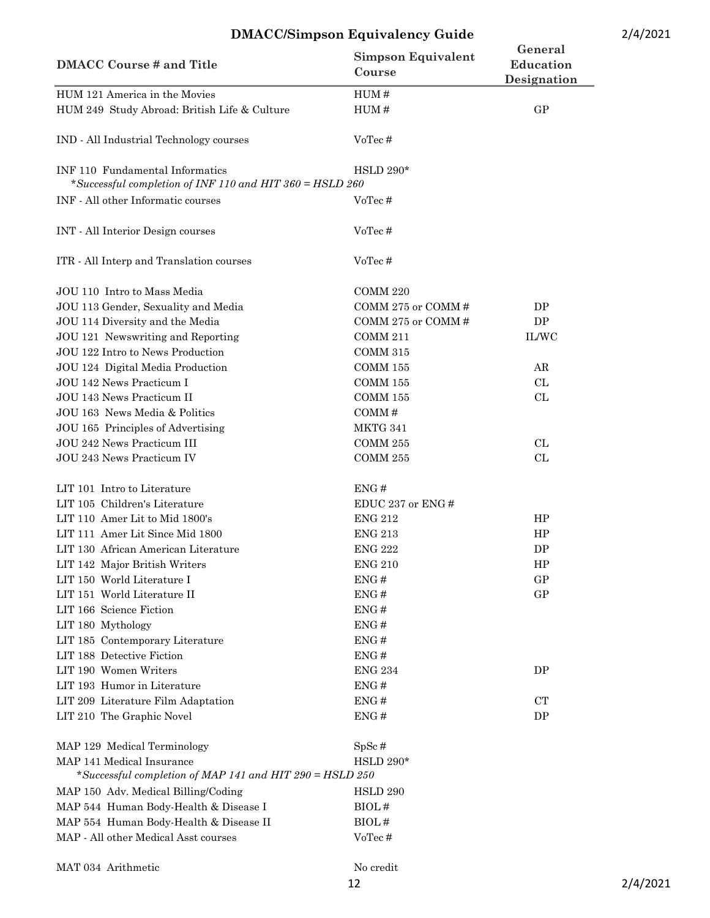# DMACC/Simpson Equivalency Guide

| DMACC Course # and Title | Simpson Equivalent Course | General Education Designation |
|---|---|---|
| HUM 121 America in the Movies | HUM # | |
| HUM 249 Study Abroad: British Life & Culture | HUM # | GP |
| IND - All Industrial Technology courses | VoTec # | |
| INF 110 Fundamental Informatics | HSLD 290* | |
| *Successful completion of INF 110 and HIT 360 = HSLD 260* | | |
| INF - All other Informatic courses | VoTec # | |
| INT - All Interior Design courses | VoTec # | |
| ITR - All Interp and Translation courses | VoTec # | |
| JOU 110 Intro to Mass Media | COMM 220 | |
| JOU 113 Gender, Sexuality and Media | COMM 275 or COMM # | DP |
| JOU 114 Diversity and the Media | COMM 275 or COMM # | DP |
| JOU 121 Newswriting and Reporting | COMM 211 | IL/WC |
| JOU 122 Intro to News Production | COMM 315 | |
| JOU 124 Digital Media Production | COMM 155 | AR |
| JOU 142 News Practicum I | COMM 155 | CL |
| JOU 143 News Practicum II | COMM 155 | CL |
| JOU 163 News Media & Politics | COMM # | |
| JOU 165 Principles of Advertising | MKTG 341 | |
| JOU 242 News Practicum III | COMM 255 | CL |
| JOU 243 News Practicum IV | COMM 255 | CL |
| LIT 101 Intro to Literature | ENG # | |
| LIT 105 Children's Literature | EDUC 237 or ENG # | |
| LIT 110 Amer Lit to Mid 1800's | ENG 212 | HP |
| LIT 111 Amer Lit Since Mid 1800 | ENG 213 | HP |
| LIT 130 African American Literature | ENG 222 | DP |
| LIT 142 Major British Writers | ENG 210 | HP |
| LIT 150 World Literature I | ENG # | GP |
| LIT 151 World Literature II | ENG # | GP |
| LIT 166 Science Fiction | ENG # | |
| LIT 180 Mythology | ENG # | |
| LIT 185 Contemporary Literature | ENG # | |
| LIT 188 Detective Fiction | ENG # | |
| LIT 190 Women Writers | ENG 234 | DP |
| LIT 193 Humor in Literature | ENG # | |
| LIT 209 Literature Film Adaptation | ENG # | CT |
| LIT 210 The Graphic Novel | ENG # | DP |
| MAP 129 Medical Terminology | SpSc # | |
| MAP 141 Medical Insurance | HSLD 290* | |
| *Successful completion of MAP 141 and HIT 290 = HSLD 250* | | |
| MAP 150 Adv. Medical Billing/Coding | HSLD 290 | |
| MAP 544 Human Body-Health & Disease I | BIOL # | |
| MAP 554 Human Body-Health & Disease II | BIOL # | |
| MAP - All other Medical Asst courses | VoTec # | |
| MAT 034 Arithmetic | No credit | |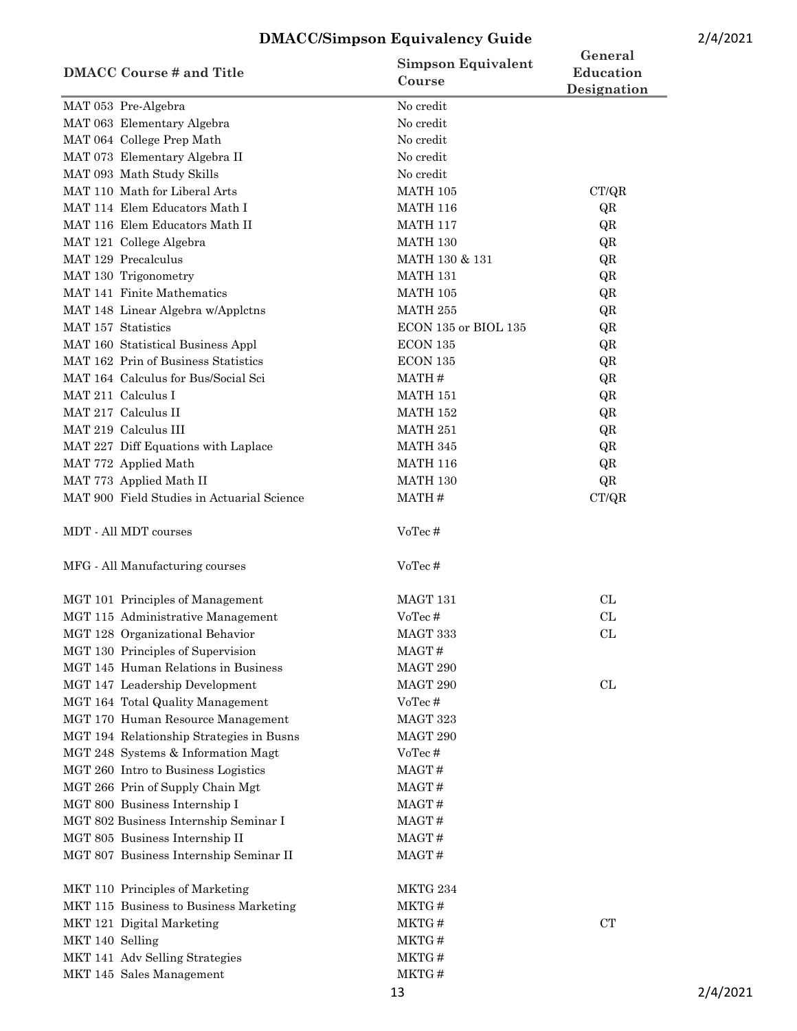# DMACC/Simpson Equivalency Guide

| DMACC Course # and Title | Simpson Equivalent Course | General Education Designation |
|---|---|---|
| MAT 053 Pre-Algebra | No credit | |
| MAT 063 Elementary Algebra | No credit | |
| MAT 064 College Prep Math | No credit | |
| MAT 073 Elementary Algebra II | No credit | |
| MAT 093 Math Study Skills | No credit | |
| MAT 110 Math for Liberal Arts | MATH 105 | CT/QR |
| MAT 114 Elem Educators Math I | MATH 116 | QR |
| MAT 116 Elem Educators Math II | MATH 117 | QR |
| MAT 121 College Algebra | MATH 130 | QR |
| MAT 129 Precalculus | MATH 130 & 131 | QR |
| MAT 130 Trigonometry | MATH 131 | QR |
| MAT 141 Finite Mathematics | MATH 105 | QR |
| MAT 148 Linear Algebra w/Applctns | MATH 255 | QR |
| MAT 157 Statistics | ECON 135 or BIOL 135 | QR |
| MAT 160 Statistical Business Appl | ECON 135 | QR |
| MAT 162 Prin of Business Statistics | ECON 135 | QR |
| MAT 164 Calculus for Bus/Social Sci | MATH # | QR |
| MAT 211 Calculus I | MATH 151 | QR |
| MAT 217 Calculus II | MATH 152 | QR |
| MAT 219 Calculus III | MATH 251 | QR |
| MAT 227 Diff Equations with Laplace | MATH 345 | QR |
| MAT 772 Applied Math | MATH 116 | QR |
| MAT 773 Applied Math II | MATH 130 | QR |
| MAT 900 Field Studies in Actuarial Science | MATH # | CT/QR |
| MDT - All MDT courses | VoTec # | |
| MFG - All Manufacturing courses | VoTec # | |
| MGT 101 Principles of Management | MAGT 131 | CL |
| MGT 115 Administrative Management | VoTec # | CL |
| MGT 128 Organizational Behavior | MAGT 333 | CL |
| MGT 130 Principles of Supervision | MAGT # | |
| MGT 145 Human Relations in Business | MAGT 290 | |
| MGT 147 Leadership Development | MAGT 290 | CL |
| MGT 164 Total Quality Management | VoTec # | |
| MGT 170 Human Resource Management | MAGT 323 | |
| MGT 194 Relationship Strategies in Busns | MAGT 290 | |
| MGT 248 Systems & Information Magt | VoTec # | |
| MGT 260 Intro to Business Logistics | MAGT # | |
| MGT 266 Prin of Supply Chain Mgt | MAGT # | |
| MGT 800 Business Internship I | MAGT # | |
| MGT 802 Business Internship Seminar I | MAGT # | |
| MGT 805 Business Internship II | MAGT # | |
| MGT 807 Business Internship Seminar II | MAGT # | |
| MKT 110 Principles of Marketing | MKTG 234 | |
| MKT 115 Business to Business Marketing | MKTG # | |
| MKT 121 Digital Marketing | MKTG # | CT |
| MKT 140 Selling | MKTG # | |
| MKT 141 Adv Selling Strategies | MKTG # | |
| MKT 145 Sales Management | MKTG # | |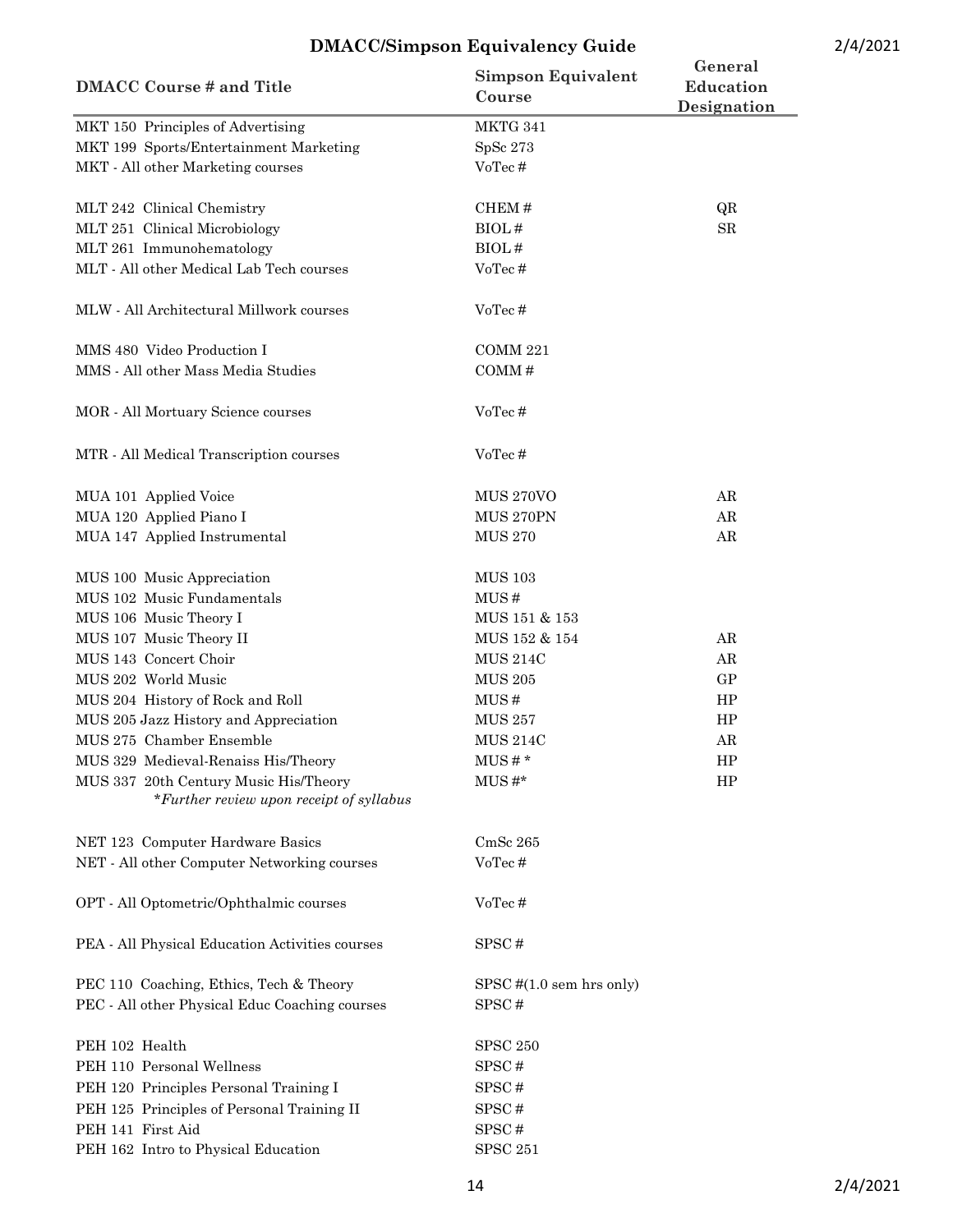# DMACC/Simpson Equivalency Guide

| DMACC Course # and Title | Simpson Equivalent Course | General Education Designation |
|---|---|---|
| MKT 150 Principles of Advertising | MKTG 341 | |
| MKT 199 Sports/Entertainment Marketing | SpSc 273 | |
| MKT - All other Marketing courses | VoTec # | |
| | | |
| MLT 242 Clinical Chemistry | CHEM # | QR |
| MLT 251 Clinical Microbiology | BIOL # | SR |
| MLT 261 Immunohematology | BIOL # | |
| MLT - All other Medical Lab Tech courses | VoTec # | |
| | | |
| MLW - All Architectural Millwork courses | VoTec # | |
| | | |
| MMS 480 Video Production I | COMM 221 | |
| MMS - All other Mass Media Studies | COMM # | |
| | | |
| MOR - All Mortuary Science courses | VoTec # | |
| | | |
| MTR - All Medical Transcription courses | VoTec # | |
| | | |
| MUA 101 Applied Voice | MUS 270VO | AR |
| MUA 120 Applied Piano I | MUS 270PN | AR |
| MUA 147 Applied Instrumental | MUS 270 | AR |
| | | |
| MUS 100 Music Appreciation | MUS 103 | |
| MUS 102 Music Fundamentals | MUS # | |
| MUS 106 Music Theory I | MUS 151 & 153 | |
| MUS 107 Music Theory II | MUS 152 & 154 | AR |
| MUS 143 Concert Choir | MUS 214C | AR |
| MUS 202 World Music | MUS 205 | GP |
| MUS 204 History of Rock and Roll | MUS # | HP |
| MUS 205 Jazz History and Appreciation | MUS 257 | HP |
| MUS 275 Chamber Ensemble | MUS 214C | AR |
| MUS 329 Medieval-Renaiss His/Theory | MUS # * | HP |
| MUS 337 20th Century Music His/Theory | MUS #* | HP |
| *Further review upon receipt of syllabus* | | |
| | | |
| NET 123 Computer Hardware Basics | CmSc 265 | |
| NET - All other Computer Networking courses | VoTec # | |
| | | |
| OPT - All Optometric/Ophthalmic courses | VoTec # | |
| | | |
| PEA - All Physical Education Activities courses | SPSC # | |
| | | |
| PEC 110 Coaching, Ethics, Tech & Theory | SPSC #(1.0 sem hrs only) | |
| PEC - All other Physical Educ Coaching courses | SPSC # | |
| | | |
| PEH 102 Health | SPSC 250 | |
| PEH 110 Personal Wellness | SPSC # | |
| PEH 120 Principles Personal Training I | SPSC # | |
| PEH 125 Principles of Personal Training II | SPSC # | |
| PEH 141 First Aid | SPSC # | |
| PEH 162 Intro to Physical Education | SPSC 251 | |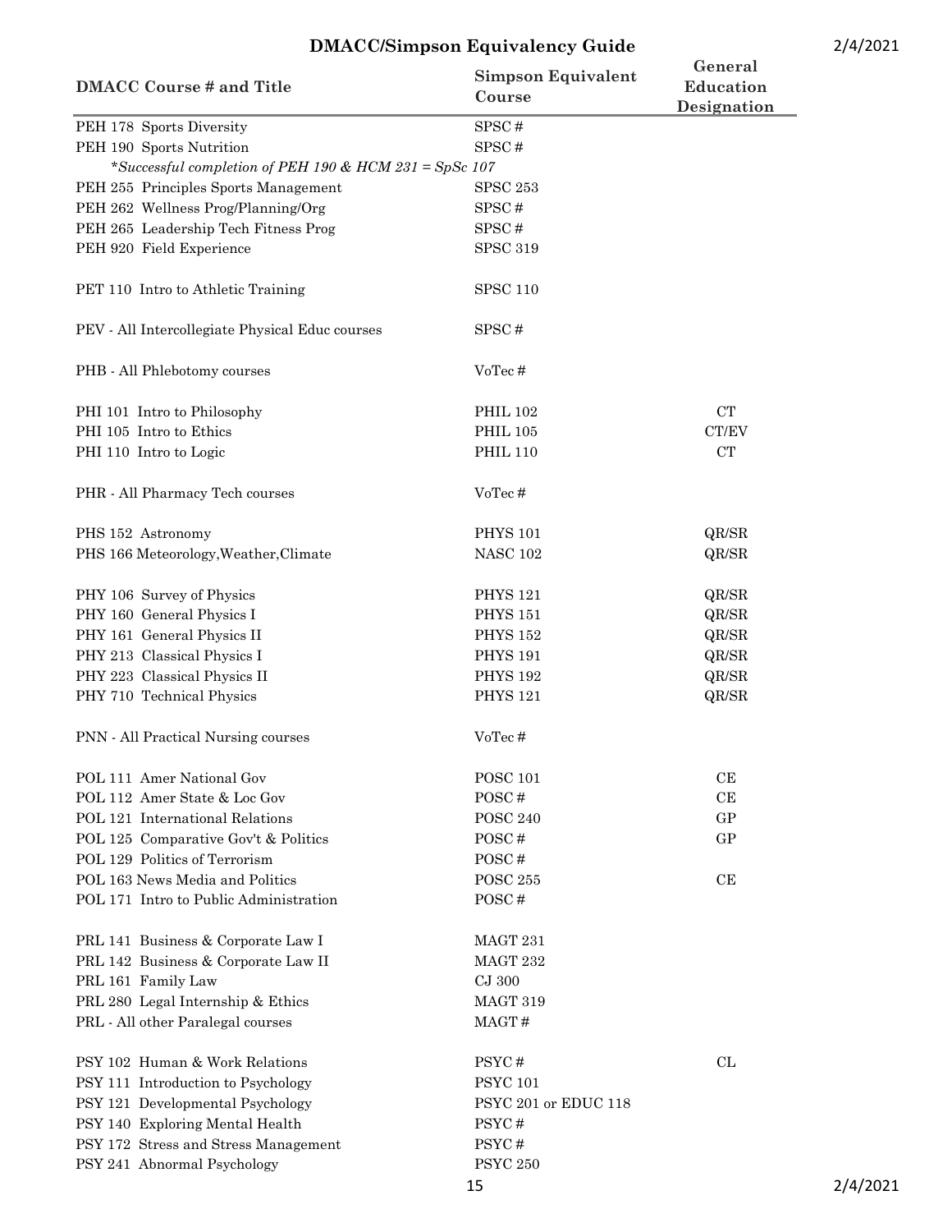# DMACC/Simpson Equivalency Guide

| DMACC Course # and Title | Simpson Equivalent Course | General Education Designation |
|---|---|---|
| PEH 178 Sports Diversity | SPSC# | |
| PEH 190 Sports Nutrition | SPSC# | |
| *Successful completion of PEH 190 & HCM 231 = SpSc 107* | | |
| PEH 255 Principles Sports Management | SPSC 253 | |
| PEH 262 Wellness Prog/Planning/Org | SPSC# | |
| PEH 265 Leadership Tech Fitness Prog | SPSC# | |
| PEH 920 Field Experience | SPSC 319 | |
| PET 110 Intro to Athletic Training | SPSC 110 | |
| PEV - All Intercollegiate Physical Educ courses | SPSC# | |
| PHB - All Phlebotomy courses | VoTec# | |
| PHI 101 Intro to Philosophy | PHIL 102 | CT |
| PHI 105 Intro to Ethics | PHIL 105 | CT/EV |
| PHI 110 Intro to Logic | PHIL 110 | CT |
| PHR - All Pharmacy Tech courses | VoTec# | |
| PHS 152 Astronomy | PHYS 101 | QR/SR |
| PHS 166 Meteorology,Weather,Climate | NASC 102 | QR/SR |
| PHY 106 Survey of Physics | PHYS 121 | QR/SR |
| PHY 160 General Physics I | PHYS 151 | QR/SR |
| PHY 161 General Physics II | PHYS 152 | QR/SR |
| PHY 213 Classical Physics I | PHYS 191 | QR/SR |
| PHY 223 Classical Physics II | PHYS 192 | QR/SR |
| PHY 710 Technical Physics | PHYS 121 | QR/SR |
| PNN - All Practical Nursing courses | VoTec# | |
| POL 111 Amer National Gov | POSC 101 | CE |
| POL 112 Amer State & Loc Gov | POSC# | CE |
| POL 121 International Relations | POSC 240 | GP |
| POL 125 Comparative Gov't & Politics | POSC# | GP |
| POL 129 Politics of Terrorism | POSC# | |
| POL 163 News Media and Politics | POSC 255 | CE |
| POL 171 Intro to Public Administration | POSC# | |
| PRL 141 Business & Corporate Law I | MAGT 231 | |
| PRL 142 Business & Corporate Law II | MAGT 232 | |
| PRL 161 Family Law | CJ 300 | |
| PRL 280 Legal Internship & Ethics | MAGT 319 | |
| PRL - All other Paralegal courses | MAGT# | |
| PSY 102 Human & Work Relations | PSYC# | CL |
| PSY 111 Introduction to Psychology | PSYC 101 | |
| PSY 121 Developmental Psychology | PSYC 201 or EDUC 118 | |
| PSY 140 Exploring Mental Health | PSYC# | |
| PSY 172 Stress and Stress Management | PSYC# | |
| PSY 241 Abnormal Psychology | PSYC 250 | |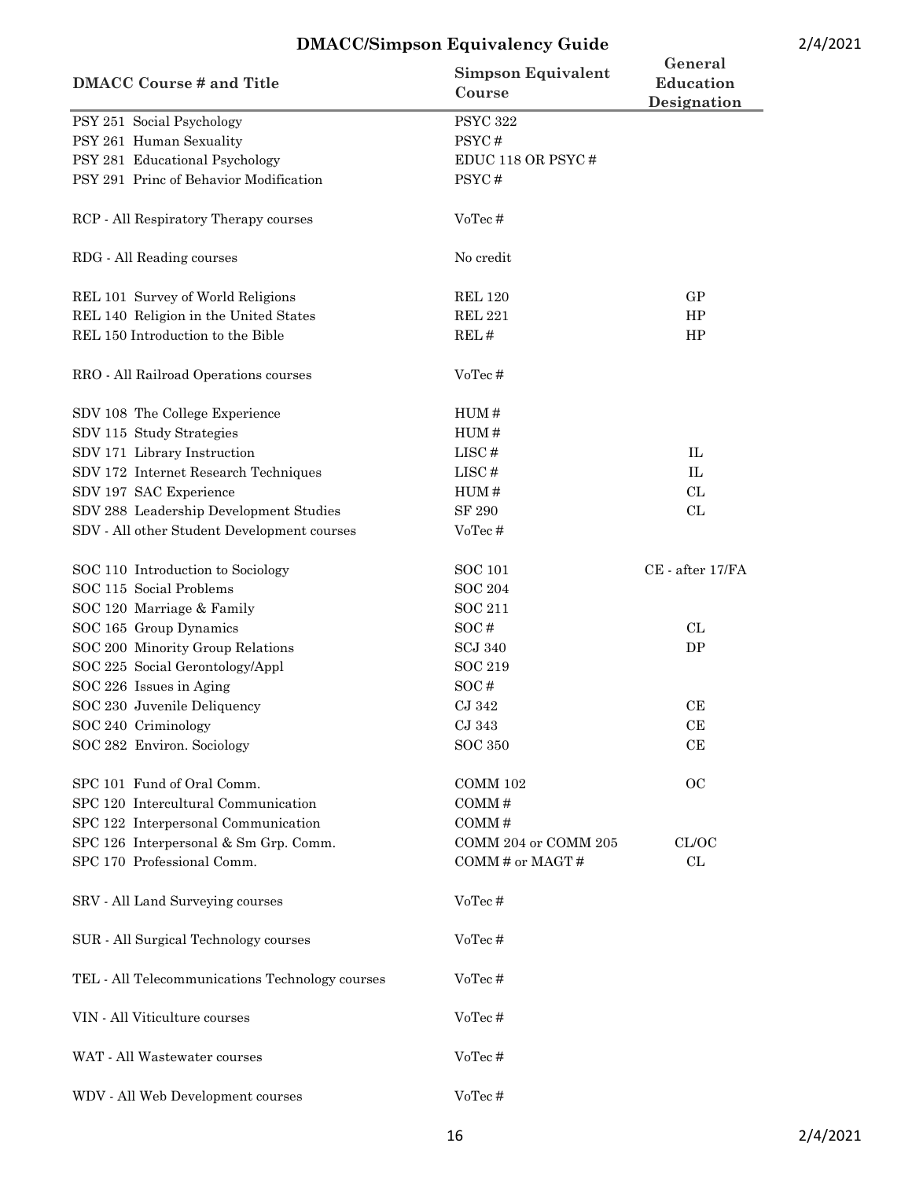# DMACC/Simpson Equivalency Guide

| DMACC Course # and Title | Simpson Equivalent Course | General Education Designation |
|---|---|---|
| PSY 251 Social Psychology | PSYC 322 | |
| PSY 261 Human Sexuality | PSYC # | |
| PSY 281 Educational Psychology | EDUC 118 OR PSYC # | |
| PSY 291 Princ of Behavior Modification | PSYC # | |
| RCP - All Respiratory Therapy courses | VoTec # | |
| RDG - All Reading courses | No credit | |
| REL 101 Survey of World Religions | REL 120 | GP |
| REL 140 Religion in the United States | REL 221 | HP |
| REL 150 Introduction to the Bible | REL # | HP |
| RRO - All Railroad Operations courses | VoTec # | |
| SDV 108 The College Experience | HUM # | |
| SDV 115 Study Strategies | HUM # | |
| SDV 171 Library Instruction | LISC # | IL |
| SDV 172 Internet Research Techniques | LISC # | IL |
| SDV 197 SAC Experience | HUM # | CL |
| SDV 288 Leadership Development Studies | SF 290 | CL |
| SDV - All other Student Development courses | VoTec # | |
| SOC 110 Introduction to Sociology | SOC 101 | CE - after 17/FA |
| SOC 115 Social Problems | SOC 204 | |
| SOC 120 Marriage & Family | SOC 211 | |
| SOC 165 Group Dynamics | SOC # | CL |
| SOC 200 Minority Group Relations | SCJ 340 | DP |
| SOC 225 Social Gerontology/Appl | SOC 219 | |
| SOC 226 Issues in Aging | SOC # | |
| SOC 230 Juvenile Deliquency | CJ 342 | CE |
| SOC 240 Criminology | CJ 343 | CE |
| SOC 282 Environ. Sociology | SOC 350 | CE |
| SPC 101 Fund of Oral Comm. | COMM 102 | OC |
| SPC 120 Intercultural Communication | COMM # | |
| SPC 122 Interpersonal Communication | COMM # | |
| SPC 126 Interpersonal & Sm Grp. Comm. | COMM 204 or COMM 205 | CL/OC |
| SPC 170 Professional Comm. | COMM # or MAGT # | CL |
| SRV - All Land Surveying courses | VoTec # | |
| SUR - All Surgical Technology courses | VoTec # | |
| TEL - All Telecommunications Technology courses | VoTec # | |
| VIN - All Viticulture courses | VoTec # | |
| WAT - All Wastewater courses | VoTec # | |
| WDV - All Web Development courses | VoTec # | |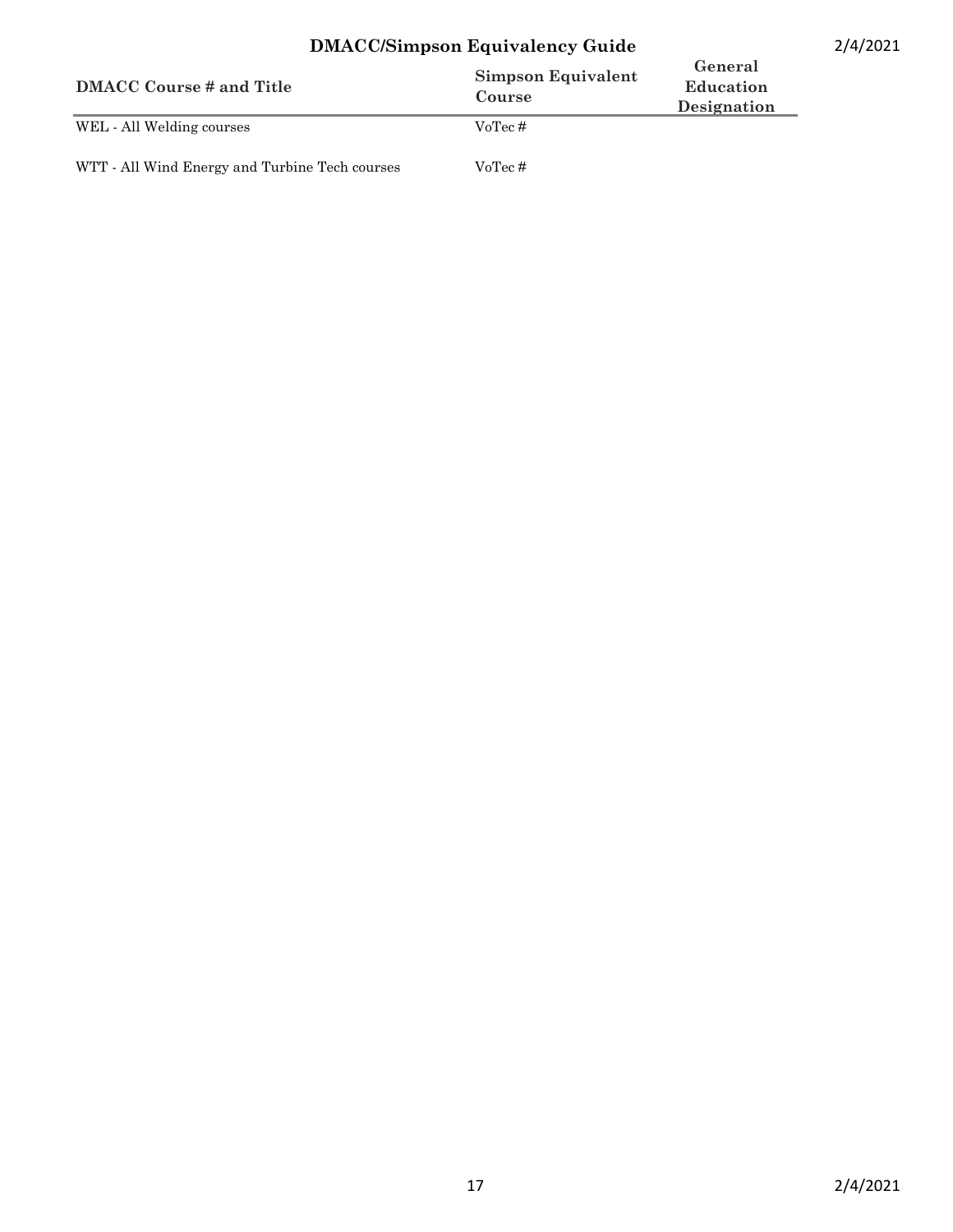| DMACC Course # and Title | Simpson Equivalent Course | General Education Designation |
| --- | --- | --- |
| WEL - All Welding courses | VoTec # | |
| WTT - All Wind Energy and Turbine Tech courses | VoTec # | |